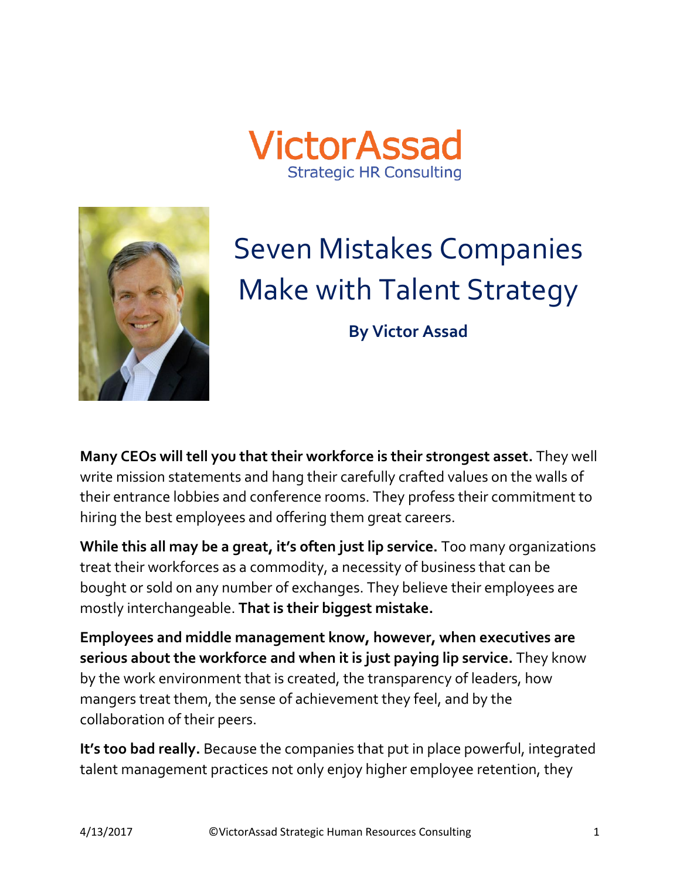VictorAssad
Strategic HR Consulting

# Seven Mistakes Companies Make with Talent Strategy

**By Victor Assad**

**Many CEOs will tell you that their workforce is their strongest asset.** They well write mission statements and hang their carefully crafted values on the walls of their entrance lobbies and conference rooms. They profess their commitment to hiring the best employees and offering them great careers.

**While this all may be a great, it's often just lip service.** Too many organizations treat their workforces as a commodity, a necessity of business that can be bought or sold on any number of exchanges. They believe their employees are mostly interchangeable. **That is their biggest mistake.**

**Employees and middle management know, however, when executives are serious about the workforce and when it is just paying lip service.** They know by the work environment that is created, the transparency of leaders, how mangers treat them, the sense of achievement they feel, and by the collaboration of their peers.

**It's too bad really.** Because the companies that put in place powerful, integrated talent management practices not only enjoy higher employee retention, they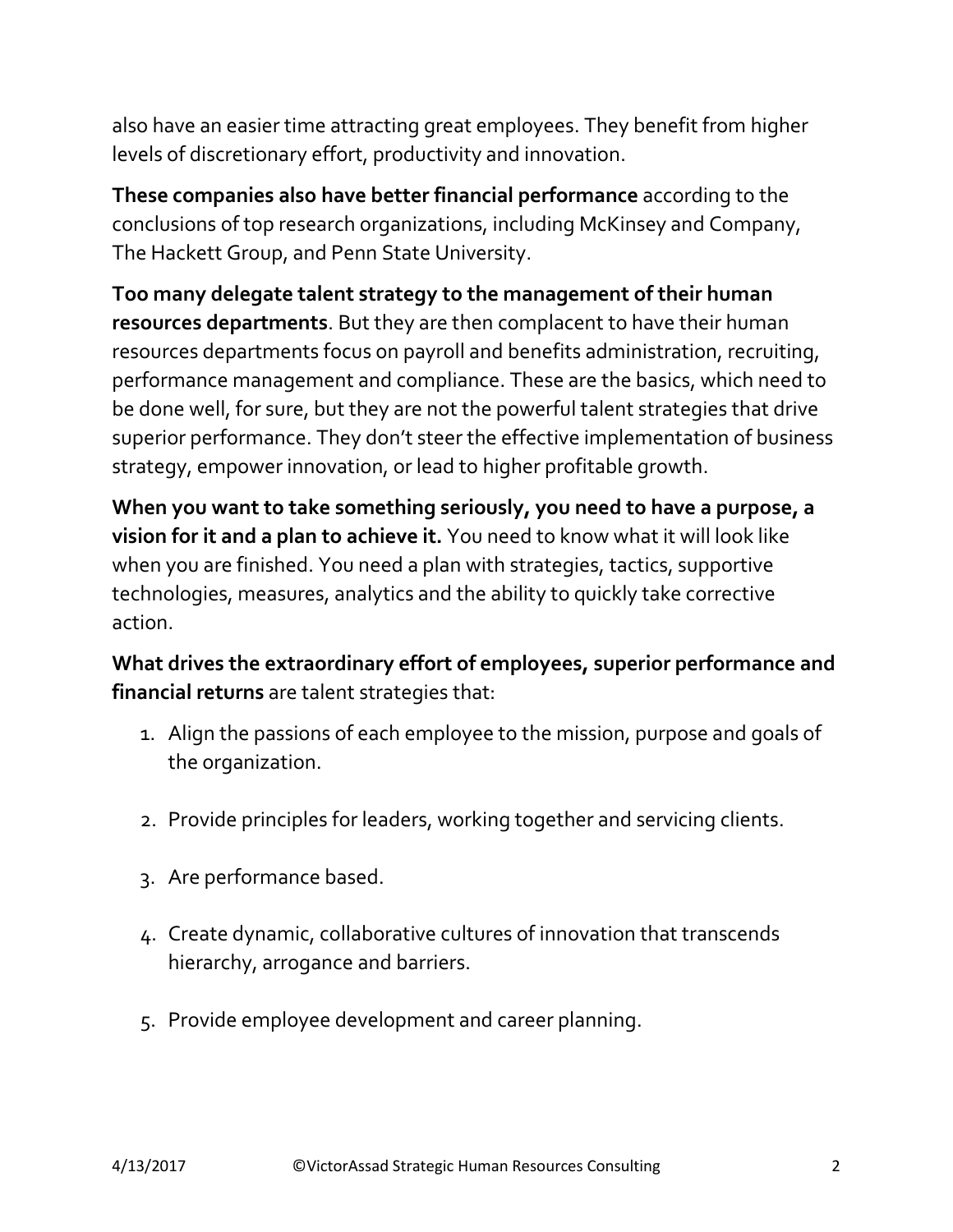also have an easier time attracting great employees. They benefit from higher levels of discretionary effort, productivity and innovation.

**These companies also have better financial performance** according to the conclusions of top research organizations, including McKinsey and Company, The Hackett Group, and Penn State University.

**Too many delegate talent strategy to the management of their human resources departments**. But they are then complacent to have their human resources departments focus on payroll and benefits administration, recruiting, performance management and compliance. These are the basics, which need to be done well, for sure, but they are not the powerful talent strategies that drive superior performance. They don't steer the effective implementation of business strategy, empower innovation, or lead to higher profitable growth.

**When you want to take something seriously, you need to have a purpose, a vision for it and a plan to achieve it.** You need to know what it will look like when you are finished. You need a plan with strategies, tactics, supportive technologies, measures, analytics and the ability to quickly take corrective action.

**What drives the extraordinary effort of employees, superior performance and financial returns** are talent strategies that:

1. Align the passions of each employee to the mission, purpose and goals of the organization.

2. Provide principles for leaders, working together and servicing clients.

3. Are performance based.

4. Create dynamic, collaborative cultures of innovation that transcends hierarchy, arrogance and barriers.

5. Provide employee development and career planning.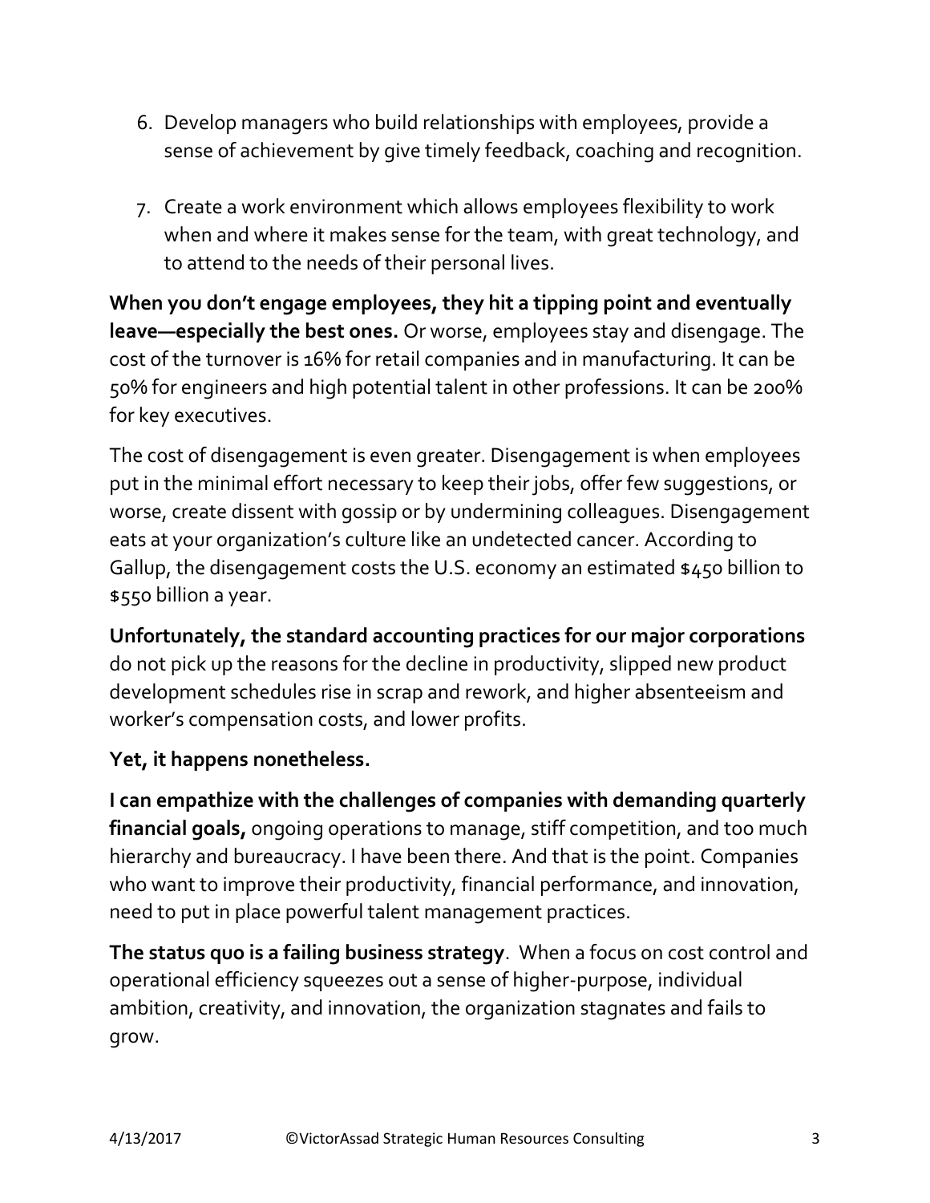6. Develop managers who build relationships with employees, provide a sense of achievement by give timely feedback, coaching and recognition.

7. Create a work environment which allows employees flexibility to work when and where it makes sense for the team, with great technology, and to attend to the needs of their personal lives.

**When you don't engage employees, they hit a tipping point and eventually leave—especially the best ones.** Or worse, employees stay and disengage. The cost of the turnover is 16% for retail companies and in manufacturing. It can be 50% for engineers and high potential talent in other professions. It can be 200% for key executives.

The cost of disengagement is even greater. Disengagement is when employees put in the minimal effort necessary to keep their jobs, offer few suggestions, or worse, create dissent with gossip or by undermining colleagues. Disengagement eats at your organization's culture like an undetected cancer. According to Gallup, the disengagement costs the U.S. economy an estimated $450 billion to $550 billion a year.

**Unfortunately, the standard accounting practices for our major corporations** do not pick up the reasons for the decline in productivity, slipped new product development schedules rise in scrap and rework, and higher absenteeism and worker's compensation costs, and lower profits.

**Yet, it happens nonetheless.**

**I can empathize with the challenges of companies with demanding quarterly financial goals,** ongoing operations to manage, stiff competition, and too much hierarchy and bureaucracy. I have been there. And that is the point. Companies who want to improve their productivity, financial performance, and innovation, need to put in place powerful talent management practices.

**The status quo is a failing business strategy**. When a focus on cost control and operational efficiency squeezes out a sense of higher-purpose, individual ambition, creativity, and innovation, the organization stagnates and fails to grow.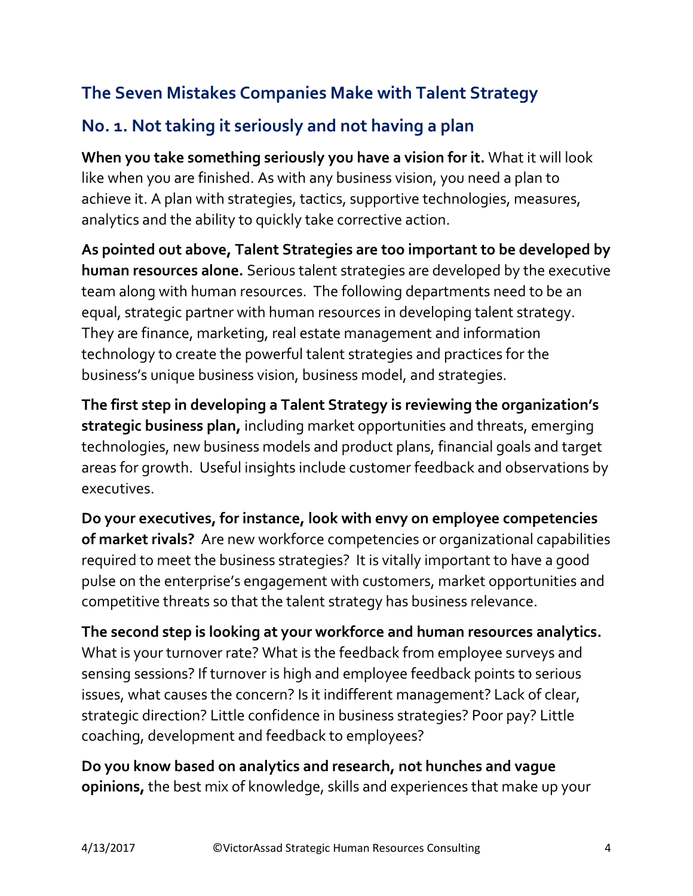## The Seven Mistakes Companies Make with Talent Strategy

## No. 1. Not taking it seriously and not having a plan

**When you take something seriously you have a vision for it.** What it will look like when you are finished. As with any business vision, you need a plan to achieve it. A plan with strategies, tactics, supportive technologies, measures, analytics and the ability to quickly take corrective action.

**As pointed out above, Talent Strategies are too important to be developed by human resources alone.** Serious talent strategies are developed by the executive team along with human resources. The following departments need to be an equal, strategic partner with human resources in developing talent strategy. They are finance, marketing, real estate management and information technology to create the powerful talent strategies and practices for the business's unique business vision, business model, and strategies.

**The first step in developing a Talent Strategy is reviewing the organization's strategic business plan,** including market opportunities and threats, emerging technologies, new business models and product plans, financial goals and target areas for growth. Useful insights include customer feedback and observations by executives.

**Do your executives, for instance, look with envy on employee competencies of market rivals?** Are new workforce competencies or organizational capabilities required to meet the business strategies? It is vitally important to have a good pulse on the enterprise's engagement with customers, market opportunities and competitive threats so that the talent strategy has business relevance.

**The second step is looking at your workforce and human resources analytics.** What is your turnover rate? What is the feedback from employee surveys and sensing sessions? If turnover is high and employee feedback points to serious issues, what causes the concern? Is it indifferent management? Lack of clear, strategic direction? Little confidence in business strategies? Poor pay? Little coaching, development and feedback to employees?

**Do you know based on analytics and research, not hunches and vague opinions,** the best mix of knowledge, skills and experiences that make up your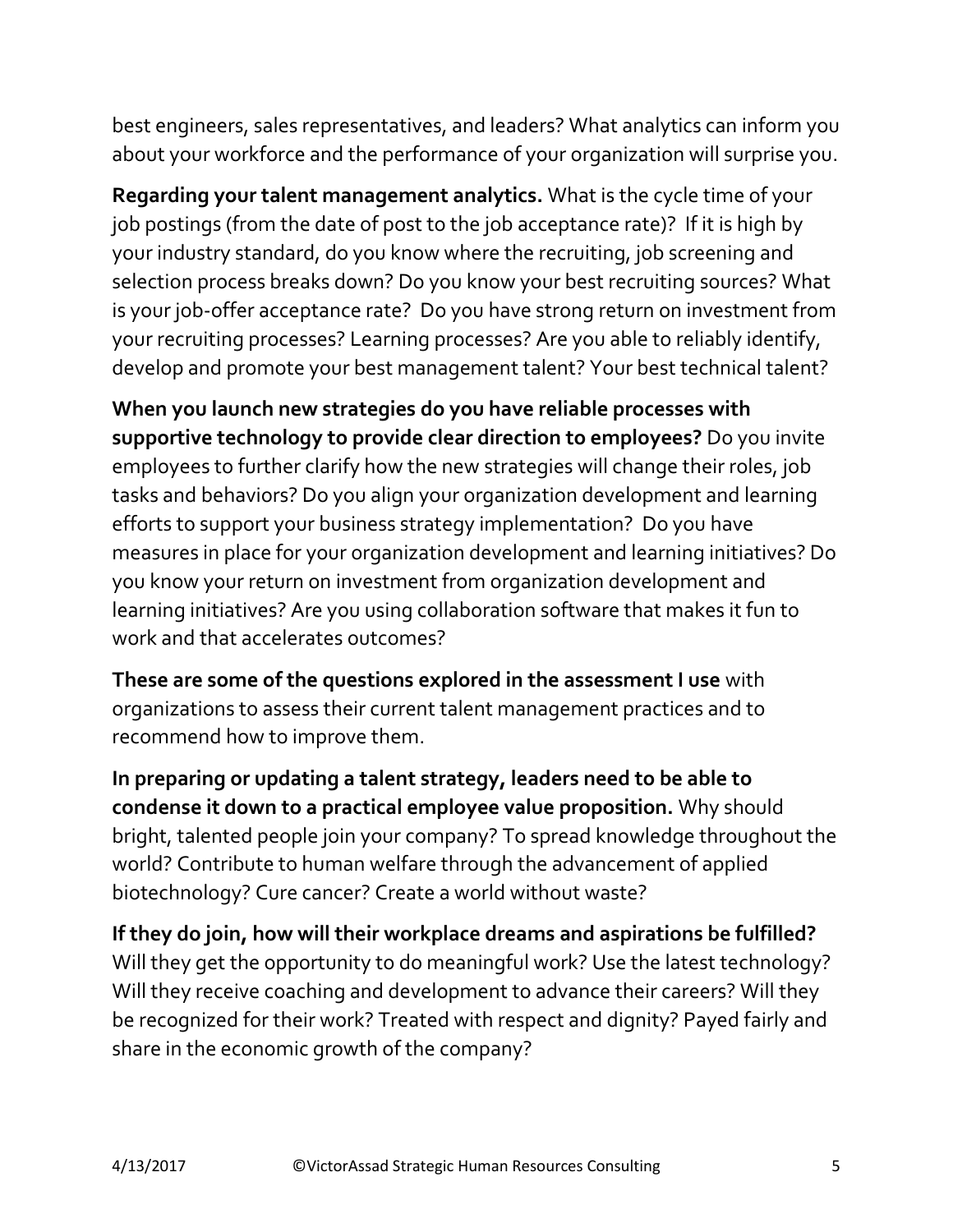best engineers, sales representatives, and leaders? What analytics can inform you about your workforce and the performance of your organization will surprise you.

**Regarding your talent management analytics.** What is the cycle time of your job postings (from the date of post to the job acceptance rate)? If it is high by your industry standard, do you know where the recruiting, job screening and selection process breaks down? Do you know your best recruiting sources? What is your job-offer acceptance rate? Do you have strong return on investment from your recruiting processes? Learning processes? Are you able to reliably identify, develop and promote your best management talent? Your best technical talent?

**When you launch new strategies do you have reliable processes with supportive technology to provide clear direction to employees?** Do you invite employees to further clarify how the new strategies will change their roles, job tasks and behaviors? Do you align your organization development and learning efforts to support your business strategy implementation? Do you have measures in place for your organization development and learning initiatives? Do you know your return on investment from organization development and learning initiatives? Are you using collaboration software that makes it fun to work and that accelerates outcomes?

**These are some of the questions explored in the assessment I use** with organizations to assess their current talent management practices and to recommend how to improve them.

**In preparing or updating a talent strategy, leaders need to be able to condense it down to a practical employee value proposition.** Why should bright, talented people join your company? To spread knowledge throughout the world? Contribute to human welfare through the advancement of applied biotechnology? Cure cancer? Create a world without waste?

**If they do join, how will their workplace dreams and aspirations be fulfilled?** Will they get the opportunity to do meaningful work? Use the latest technology? Will they receive coaching and development to advance their careers? Will they be recognized for their work? Treated with respect and dignity? Payed fairly and share in the economic growth of the company?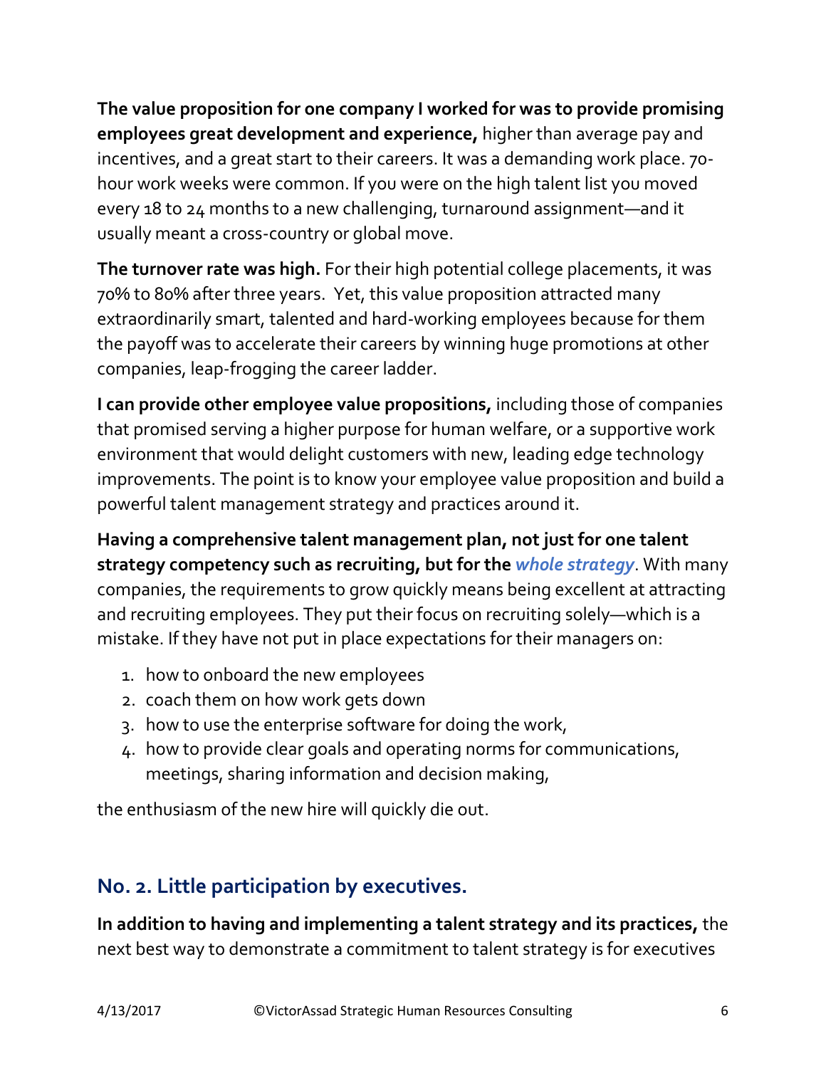**The value proposition for one company I worked for was to provide promising employees great development and experience,** higher than average pay and incentives, and a great start to their careers. It was a demanding work place. 70-hour work weeks were common. If you were on the high talent list you moved every 18 to 24 months to a new challenging, turnaround assignment—and it usually meant a cross-country or global move.

**The turnover rate was high.** For their high potential college placements, it was 70% to 80% after three years. Yet, this value proposition attracted many extraordinarily smart, talented and hard-working employees because for them the payoff was to accelerate their careers by winning huge promotions at other companies, leap-frogging the career ladder.

**I can provide other employee value propositions,** including those of companies that promised serving a higher purpose for human welfare, or a supportive work environment that would delight customers with new, leading edge technology improvements. The point is to know your employee value proposition and build a powerful talent management strategy and practices around it.

**Having a comprehensive talent management plan, not just for one talent strategy competency such as recruiting, but for the *whole strategy*.** With many companies, the requirements to grow quickly means being excellent at attracting and recruiting employees. They put their focus on recruiting solely—which is a mistake. If they have not put in place expectations for their managers on:

1. how to onboard the new employees
2. coach them on how work gets down
3. how to use the enterprise software for doing the work,
4. how to provide clear goals and operating norms for communications, meetings, sharing information and decision making,

the enthusiasm of the new hire will quickly die out.

## No. 2. Little participation by executives.

**In addition to having and implementing a talent strategy and its practices,** the next best way to demonstrate a commitment to talent strategy is for executives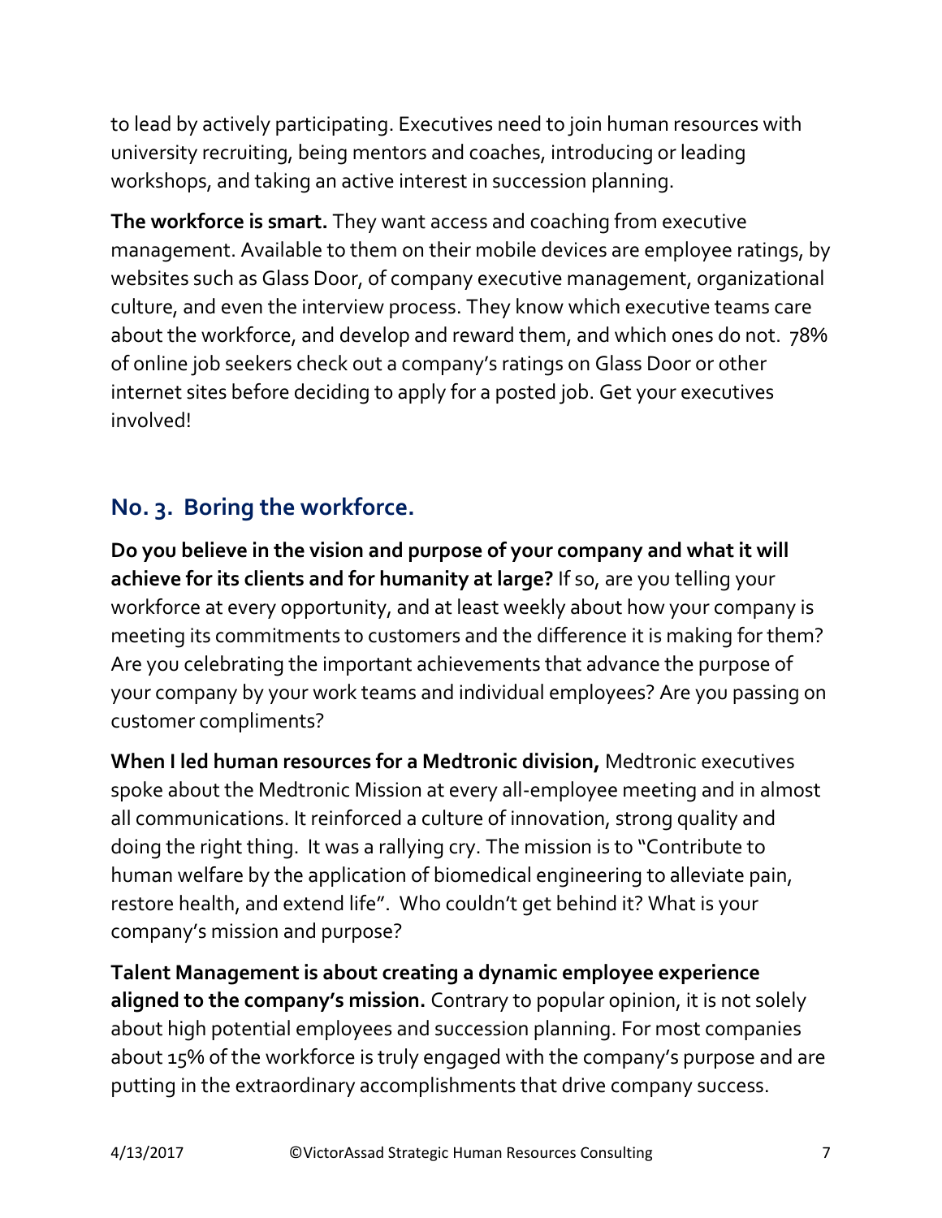to lead by actively participating. Executives need to join human resources with university recruiting, being mentors and coaches, introducing or leading workshops, and taking an active interest in succession planning.

**The workforce is smart.** They want access and coaching from executive management. Available to them on their mobile devices are employee ratings, by websites such as Glass Door, of company executive management, organizational culture, and even the interview process. They know which executive teams care about the workforce, and develop and reward them, and which ones do not. 78% of online job seekers check out a company's ratings on Glass Door or other internet sites before deciding to apply for a posted job. Get your executives involved!

## No. 3. Boring the workforce.

**Do you believe in the vision and purpose of your company and what it will achieve for its clients and for humanity at large?** If so, are you telling your workforce at every opportunity, and at least weekly about how your company is meeting its commitments to customers and the difference it is making for them? Are you celebrating the important achievements that advance the purpose of your company by your work teams and individual employees? Are you passing on customer compliments?

**When I led human resources for a Medtronic division,** Medtronic executives spoke about the Medtronic Mission at every all-employee meeting and in almost all communications. It reinforced a culture of innovation, strong quality and doing the right thing. It was a rallying cry. The mission is to "Contribute to human welfare by the application of biomedical engineering to alleviate pain, restore health, and extend life". Who couldn't get behind it? What is your company's mission and purpose?

**Talent Management is about creating a dynamic employee experience aligned to the company's mission.** Contrary to popular opinion, it is not solely about high potential employees and succession planning. For most companies about 15% of the workforce is truly engaged with the company's purpose and are putting in the extraordinary accomplishments that drive company success.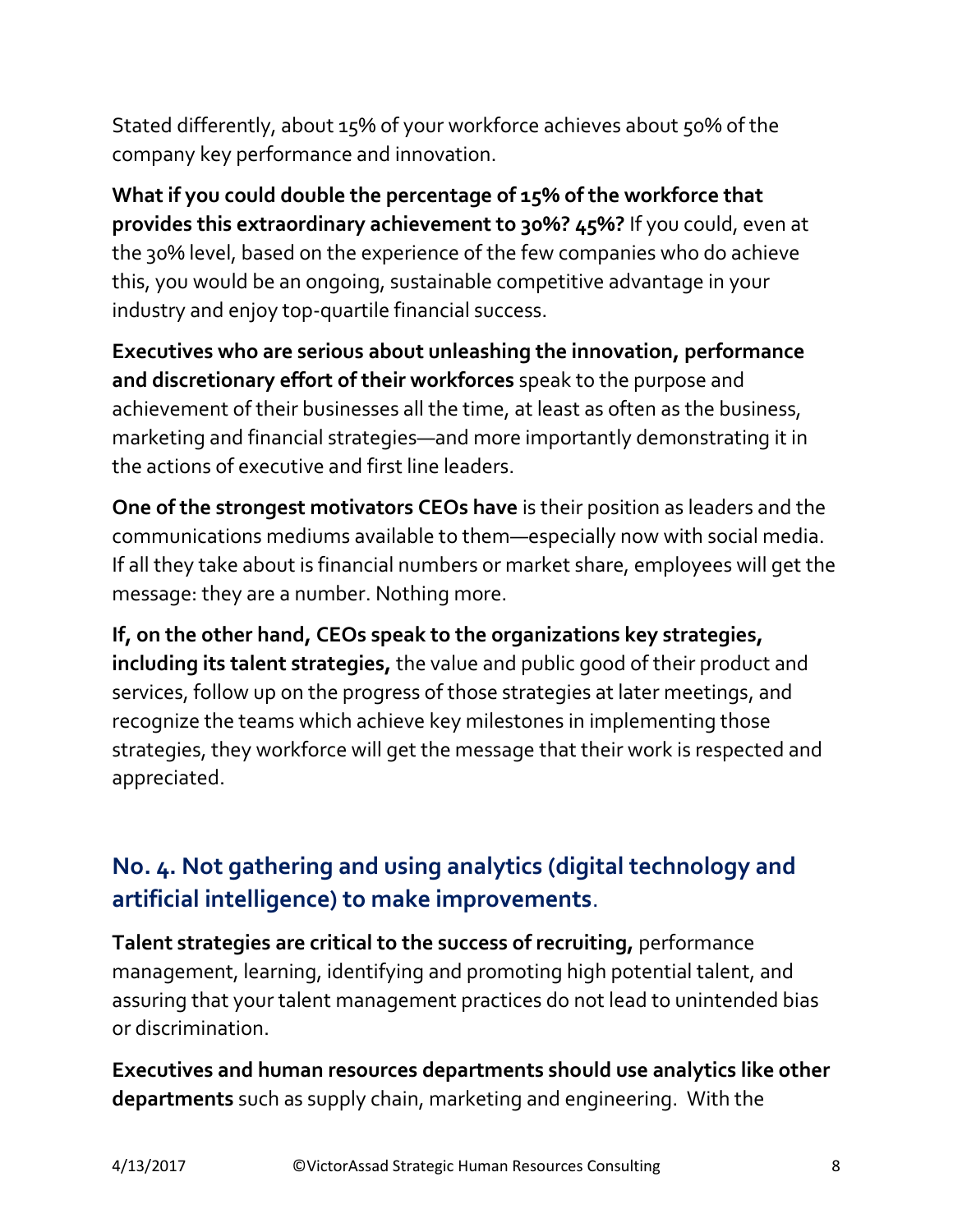Stated differently, about 15% of your workforce achieves about 50% of the company key performance and innovation.

**What if you could double the percentage of 15% of the workforce that provides this extraordinary achievement to 30%? 45%?** If you could, even at the 30% level, based on the experience of the few companies who do achieve this, you would be an ongoing, sustainable competitive advantage in your industry and enjoy top-quartile financial success.

**Executives who are serious about unleashing the innovation, performance and discretionary effort of their workforces** speak to the purpose and achievement of their businesses all the time, at least as often as the business, marketing and financial strategies—and more importantly demonstrating it in the actions of executive and first line leaders.

**One of the strongest motivators CEOs have** is their position as leaders and the communications mediums available to them—especially now with social media. If all they take about is financial numbers or market share, employees will get the message: they are a number. Nothing more.

**If, on the other hand, CEOs speak to the organizations key strategies, including its talent strategies,** the value and public good of their product and services, follow up on the progress of those strategies at later meetings, and recognize the teams which achieve key milestones in implementing those strategies, they workforce will get the message that their work is respected and appreciated.

## No. 4. Not gathering and using analytics (digital technology and artificial intelligence) to make improvements.

**Talent strategies are critical to the success of recruiting,** performance management, learning, identifying and promoting high potential talent, and assuring that your talent management practices do not lead to unintended bias or discrimination.

**Executives and human resources departments should use analytics like other departments** such as supply chain, marketing and engineering. With the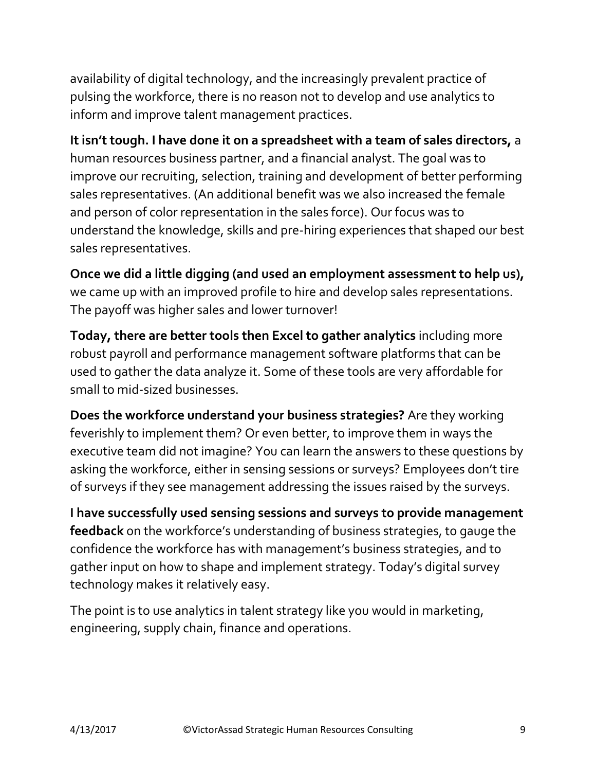availability of digital technology, and the increasingly prevalent practice of pulsing the workforce, there is no reason not to develop and use analytics to inform and improve talent management practices.

**It isn't tough. I have done it on a spreadsheet with a team of sales directors,** a human resources business partner, and a financial analyst. The goal was to improve our recruiting, selection, training and development of better performing sales representatives. (An additional benefit was we also increased the female and person of color representation in the sales force). Our focus was to understand the knowledge, skills and pre-hiring experiences that shaped our best sales representatives.

**Once we did a little digging (and used an employment assessment to help us),** we came up with an improved profile to hire and develop sales representations. The payoff was higher sales and lower turnover!

**Today, there are better tools then Excel to gather analytics** including more robust payroll and performance management software platforms that can be used to gather the data analyze it. Some of these tools are very affordable for small to mid-sized businesses.

**Does the workforce understand your business strategies?** Are they working feverishly to implement them? Or even better, to improve them in ways the executive team did not imagine? You can learn the answers to these questions by asking the workforce, either in sensing sessions or surveys? Employees don't tire of surveys if they see management addressing the issues raised by the surveys.

**I have successfully used sensing sessions and surveys to provide management feedback** on the workforce's understanding of business strategies, to gauge the confidence the workforce has with management's business strategies, and to gather input on how to shape and implement strategy. Today's digital survey technology makes it relatively easy.

The point is to use analytics in talent strategy like you would in marketing, engineering, supply chain, finance and operations.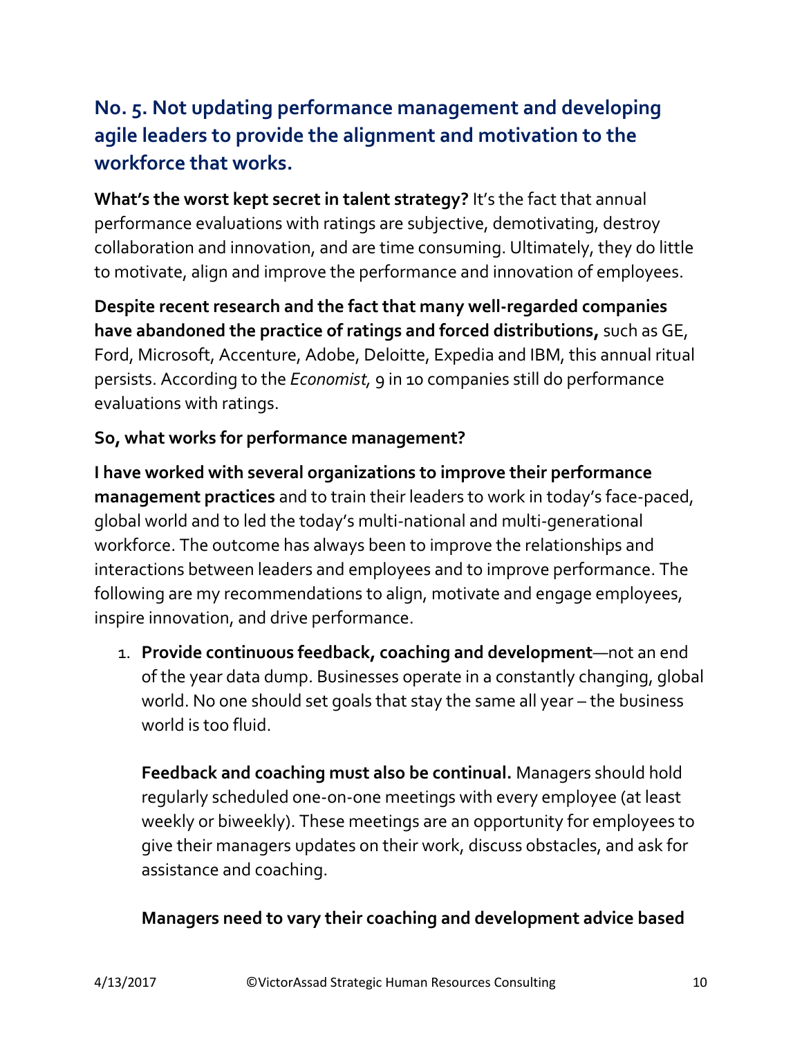## No. 5. Not updating performance management and developing agile leaders to provide the alignment and motivation to the workforce that works.

**What's the worst kept secret in talent strategy?** It's the fact that annual performance evaluations with ratings are subjective, demotivating, destroy collaboration and innovation, and are time consuming. Ultimately, they do little to motivate, align and improve the performance and innovation of employees.

**Despite recent research and the fact that many well-regarded companies have abandoned the practice of ratings and forced distributions,** such as GE, Ford, Microsoft, Accenture, Adobe, Deloitte, Expedia and IBM, this annual ritual persists. According to the *Economist,* 9 in 10 companies still do performance evaluations with ratings.

**So, what works for performance management?**

**I have worked with several organizations to improve their performance management practices** and to train their leaders to work in today's face-paced, global world and to led the today's multi-national and multi-generational workforce. The outcome has always been to improve the relationships and interactions between leaders and employees and to improve performance. The following are my recommendations to align, motivate and engage employees, inspire innovation, and drive performance.

1. **Provide continuous feedback, coaching and development**—not an end of the year data dump. Businesses operate in a constantly changing, global world. No one should set goals that stay the same all year – the business world is too fluid.

   **Feedback and coaching must also be continual.** Managers should hold regularly scheduled one-on-one meetings with every employee (at least weekly or biweekly). These meetings are an opportunity for employees to give their managers updates on their work, discuss obstacles, and ask for assistance and coaching.

   **Managers need to vary their coaching and development advice based**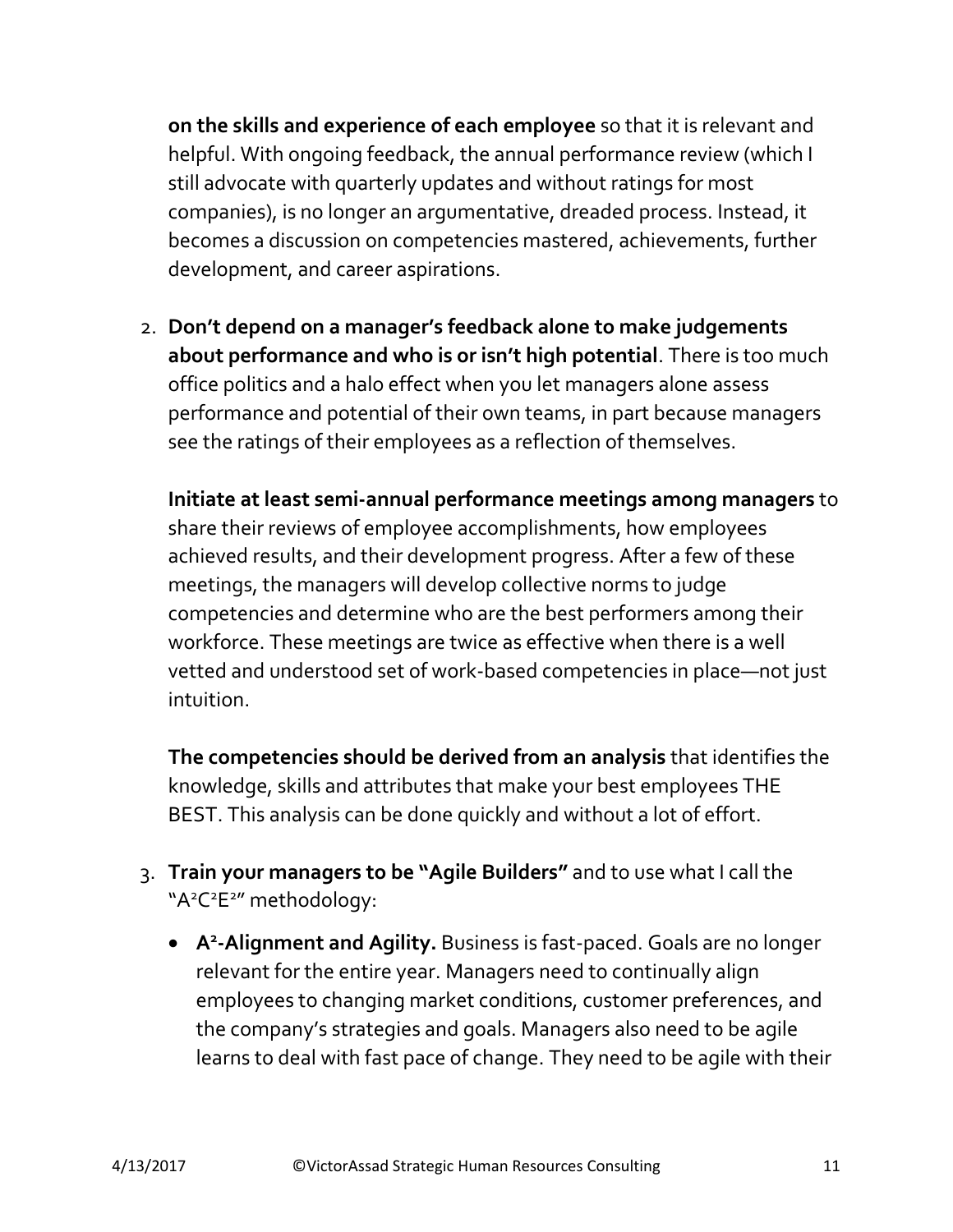**on the skills and experience of each employee** so that it is relevant and helpful. With ongoing feedback, the annual performance review (which I still advocate with quarterly updates and without ratings for most companies), is no longer an argumentative, dreaded process. Instead, it becomes a discussion on competencies mastered, achievements, further development, and career aspirations.

2. **Don't depend on a manager's feedback alone to make judgements about performance and who is or isn't high potential**. There is too much office politics and a halo effect when you let managers alone assess performance and potential of their own teams, in part because managers see the ratings of their employees as a reflection of themselves.

   **Initiate at least semi-annual performance meetings among managers** to share their reviews of employee accomplishments, how employees achieved results, and their development progress. After a few of these meetings, the managers will develop collective norms to judge competencies and determine who are the best performers among their workforce. These meetings are twice as effective when there is a well vetted and understood set of work-based competencies in place—not just intuition.

   **The competencies should be derived from an analysis** that identifies the knowledge, skills and attributes that make your best employees THE BEST. This analysis can be done quickly and without a lot of effort.

3. **Train your managers to be "Agile Builders"** and to use what I call the "$A^2C^2E^2$" methodology:

   - **$A^2$-Alignment and Agility.** Business is fast-paced. Goals are no longer relevant for the entire year. Managers need to continually align employees to changing market conditions, customer preferences, and the company's strategies and goals. Managers also need to be agile learns to deal with fast pace of change. They need to be agile with their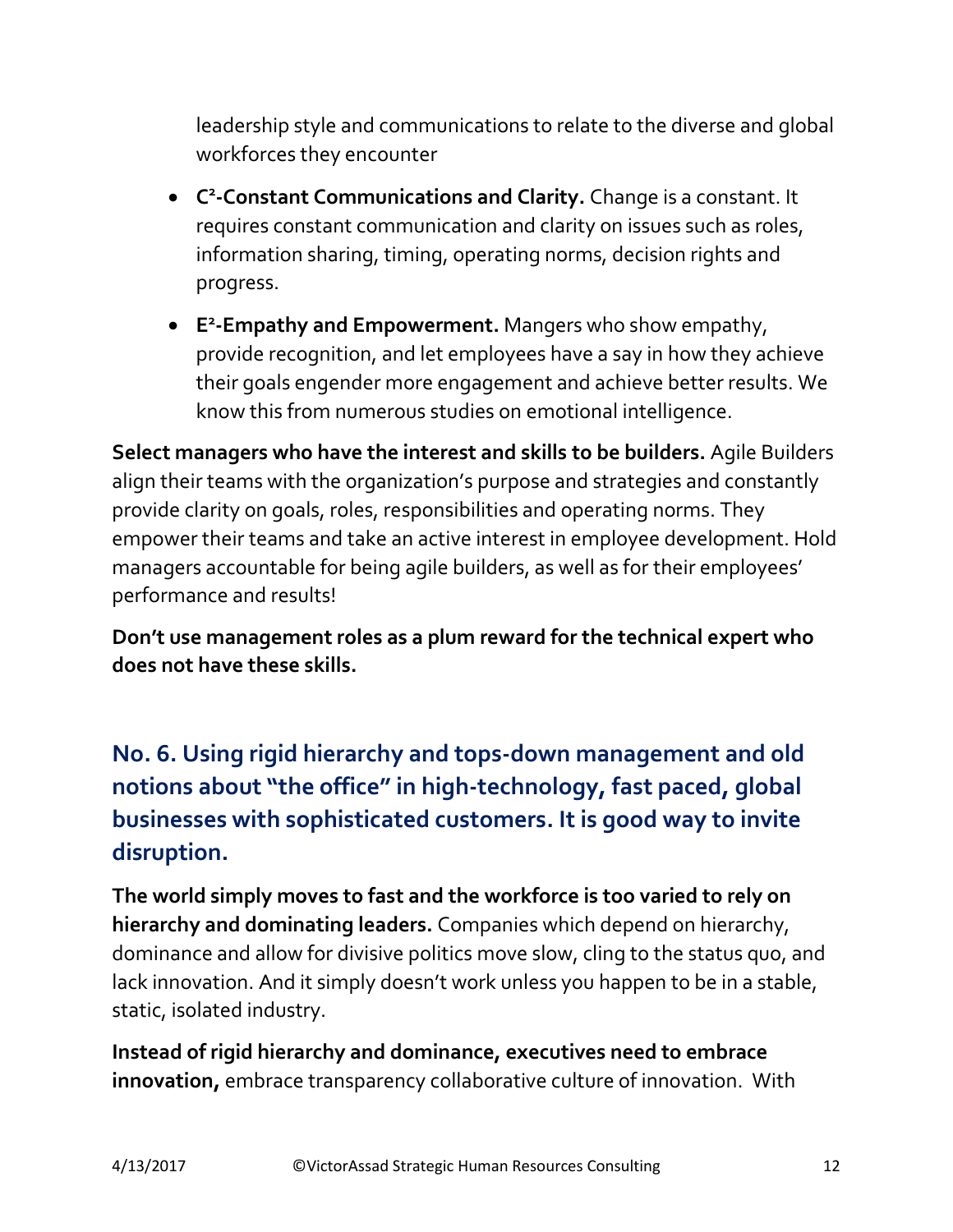leadership style and communications to relate to the diverse and global workforces they encounter

- **C²-Constant Communications and Clarity.** Change is a constant. It requires constant communication and clarity on issues such as roles, information sharing, timing, operating norms, decision rights and progress.
- **E²-Empathy and Empowerment.** Mangers who show empathy, provide recognition, and let employees have a say in how they achieve their goals engender more engagement and achieve better results. We know this from numerous studies on emotional intelligence.

**Select managers who have the interest and skills to be builders.** Agile Builders align their teams with the organization's purpose and strategies and constantly provide clarity on goals, roles, responsibilities and operating norms. They empower their teams and take an active interest in employee development. Hold managers accountable for being agile builders, as well as for their employees' performance and results!

**Don't use management roles as a plum reward for the technical expert who does not have these skills.**

## No. 6. Using rigid hierarchy and tops-down management and old notions about "the office" in high-technology, fast paced, global businesses with sophisticated customers. It is good way to invite disruption.

**The world simply moves to fast and the workforce is too varied to rely on hierarchy and dominating leaders.** Companies which depend on hierarchy, dominance and allow for divisive politics move slow, cling to the status quo, and lack innovation. And it simply doesn't work unless you happen to be in a stable, static, isolated industry.

**Instead of rigid hierarchy and dominance, executives need to embrace innovation,** embrace transparency collaborative culture of innovation. With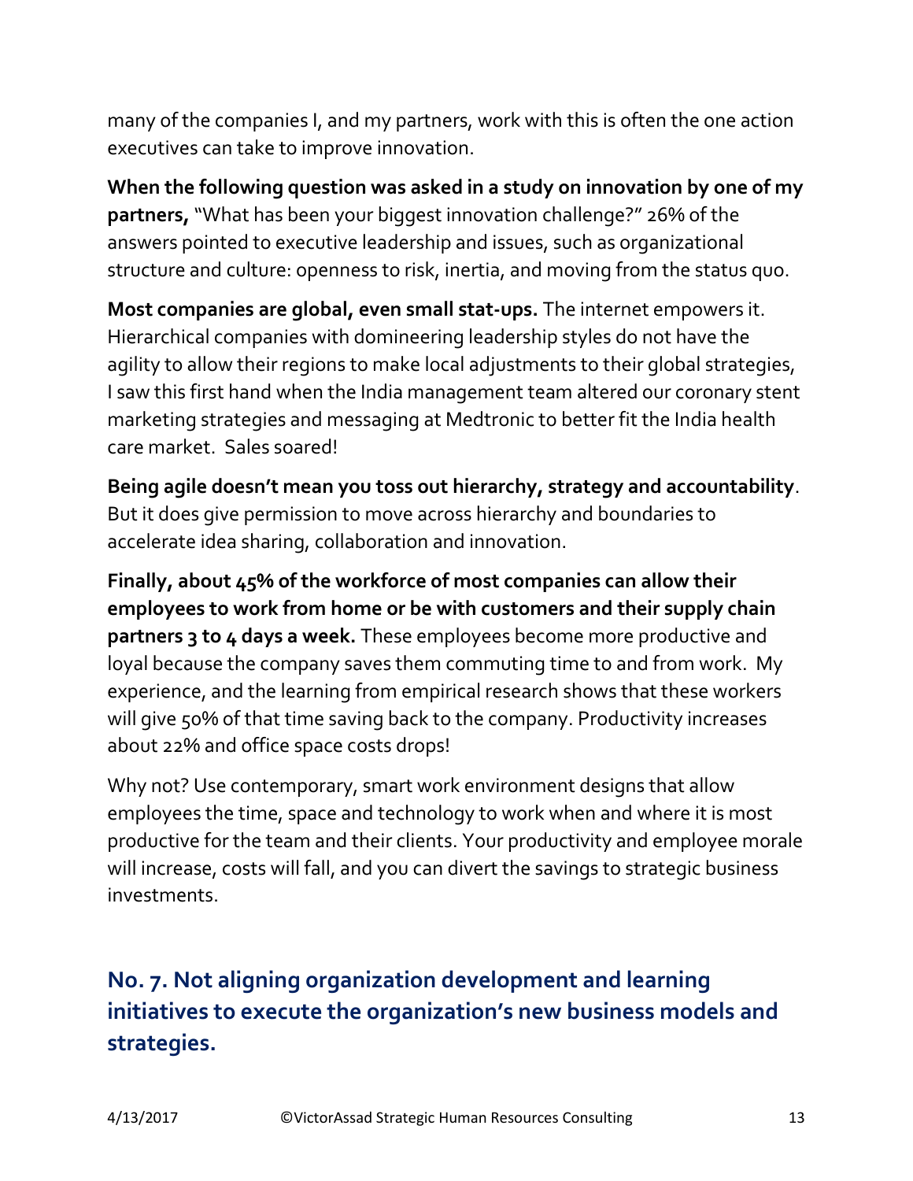many of the companies I, and my partners, work with this is often the one action executives can take to improve innovation.

**When the following question was asked in a study on innovation by one of my partners,** "What has been your biggest innovation challenge?" 26% of the answers pointed to executive leadership and issues, such as organizational structure and culture: openness to risk, inertia, and moving from the status quo.

**Most companies are global, even small stat-ups.** The internet empowers it. Hierarchical companies with domineering leadership styles do not have the agility to allow their regions to make local adjustments to their global strategies, I saw this first hand when the India management team altered our coronary stent marketing strategies and messaging at Medtronic to better fit the India health care market. Sales soared!

**Being agile doesn't mean you toss out hierarchy, strategy and accountability**. But it does give permission to move across hierarchy and boundaries to accelerate idea sharing, collaboration and innovation.

**Finally, about 45% of the workforce of most companies can allow their employees to work from home or be with customers and their supply chain partners 3 to 4 days a week.** These employees become more productive and loyal because the company saves them commuting time to and from work. My experience, and the learning from empirical research shows that these workers will give 50% of that time saving back to the company. Productivity increases about 22% and office space costs drops!

Why not? Use contemporary, smart work environment designs that allow employees the time, space and technology to work when and where it is most productive for the team and their clients. Your productivity and employee morale will increase, costs will fall, and you can divert the savings to strategic business investments.

## No. 7. Not aligning organization development and learning initiatives to execute the organization's new business models and strategies.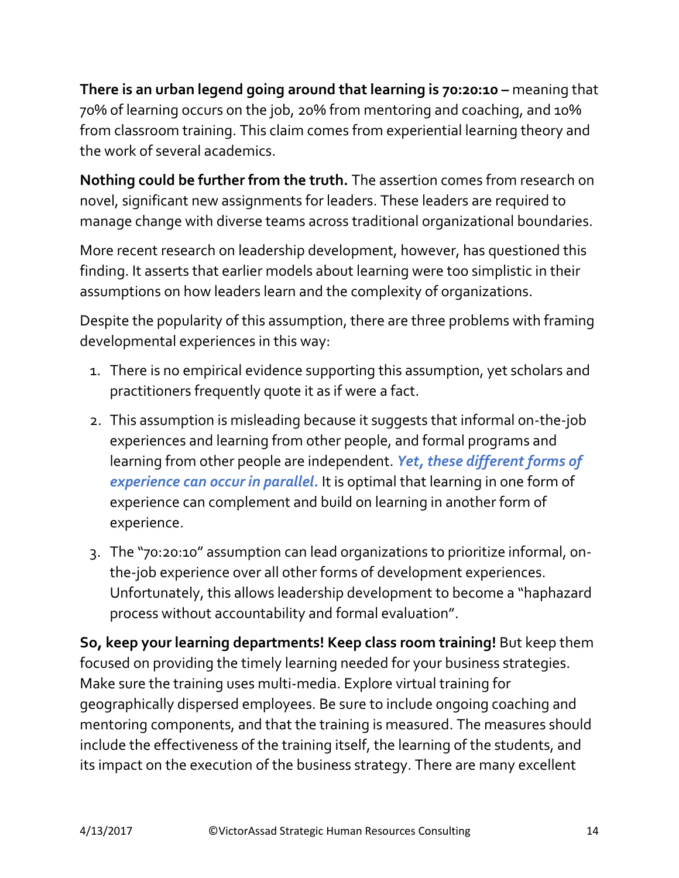**There is an urban legend going around that learning is 70:20:10 –** meaning that 70% of learning occurs on the job, 20% from mentoring and coaching, and 10% from classroom training. This claim comes from experiential learning theory and the work of several academics.

**Nothing could be further from the truth.** The assertion comes from research on novel, significant new assignments for leaders. These leaders are required to manage change with diverse teams across traditional organizational boundaries.

More recent research on leadership development, however, has questioned this finding. It asserts that earlier models about learning were too simplistic in their assumptions on how leaders learn and the complexity of organizations.

Despite the popularity of this assumption, there are three problems with framing developmental experiences in this way:

1. There is no empirical evidence supporting this assumption, yet scholars and practitioners frequently quote it as if were a fact.
2. This assumption is misleading because it suggests that informal on-the-job experiences and learning from other people, and formal programs and learning from other people are independent. ***Yet, these different forms of experience can occur in parallel.*** It is optimal that learning in one form of experience can complement and build on learning in another form of experience.
3. The "70:20:10" assumption can lead organizations to prioritize informal, on-the-job experience over all other forms of development experiences. Unfortunately, this allows leadership development to become a "haphazard process without accountability and formal evaluation".

**So, keep your learning departments! Keep class room training!** But keep them focused on providing the timely learning needed for your business strategies. Make sure the training uses multi-media. Explore virtual training for geographically dispersed employees. Be sure to include ongoing coaching and mentoring components, and that the training is measured. The measures should include the effectiveness of the training itself, the learning of the students, and its impact on the execution of the business strategy. There are many excellent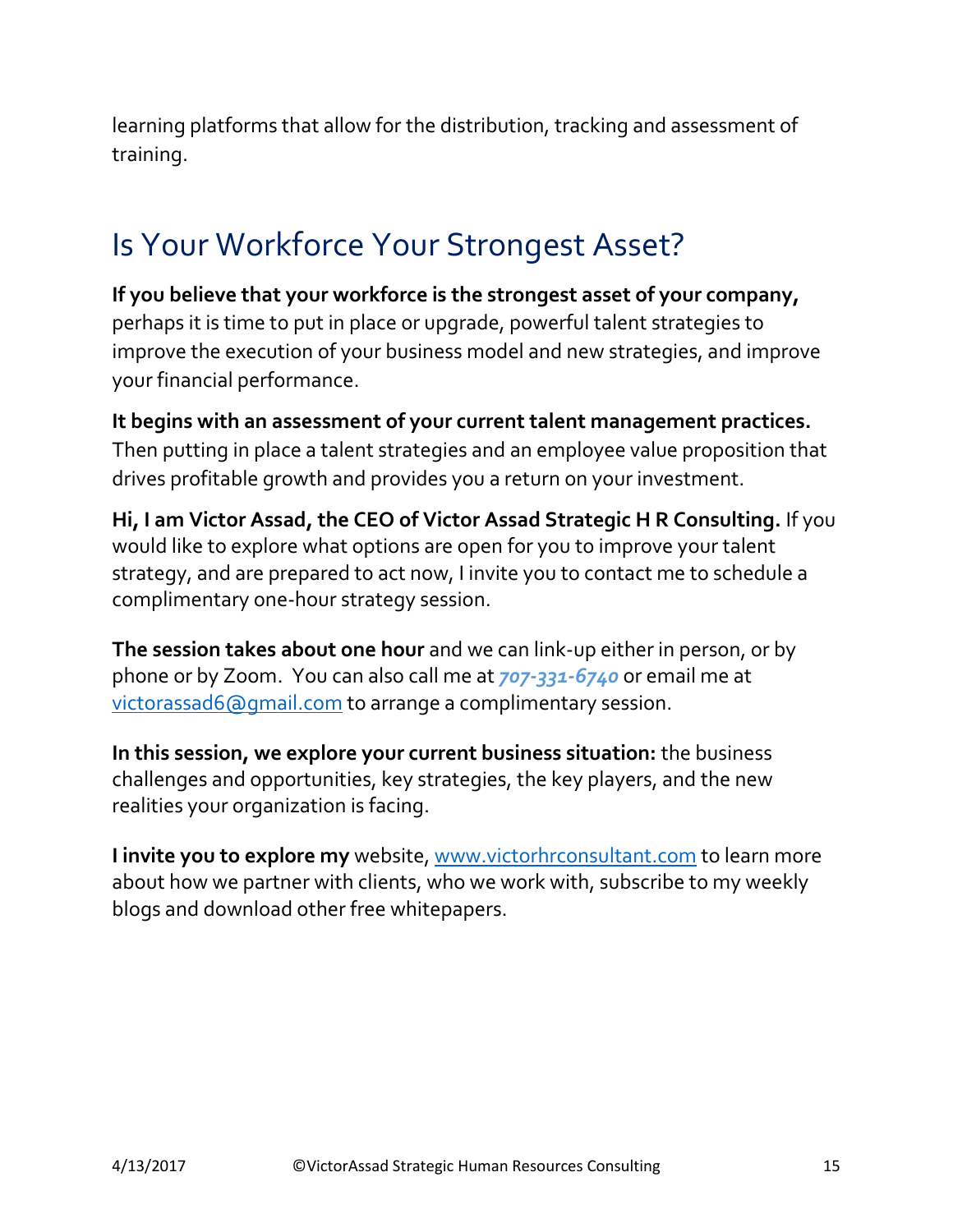learning platforms that allow for the distribution, tracking and assessment of training.

## Is Your Workforce Your Strongest Asset?

**If you believe that your workforce is the strongest asset of your company,** perhaps it is time to put in place or upgrade, powerful talent strategies to improve the execution of your business model and new strategies, and improve your financial performance.

**It begins with an assessment of your current talent management practices.** Then putting in place a talent strategies and an employee value proposition that drives profitable growth and provides you a return on your investment.

**Hi, I am Victor Assad, the CEO of Victor Assad Strategic H R Consulting.** If you would like to explore what options are open for you to improve your talent strategy, and are prepared to act now, I invite you to contact me to schedule a complimentary one-hour strategy session.

**The session takes about one hour** and we can link-up either in person, or by phone or by Zoom. You can also call me at ***707-331-6740*** or email me at [victorassad6@gmail.com](mailto:victorassad6@gmail.com) to arrange a complimentary session.

**In this session, we explore your current business situation:** the business challenges and opportunities, key strategies, the key players, and the new realities your organization is facing.

**I invite you to explore my** website, [www.victorhrconsultant.com](http://www.victorhrconsultant.com) to learn more about how we partner with clients, who we work with, subscribe to my weekly blogs and download other free whitepapers.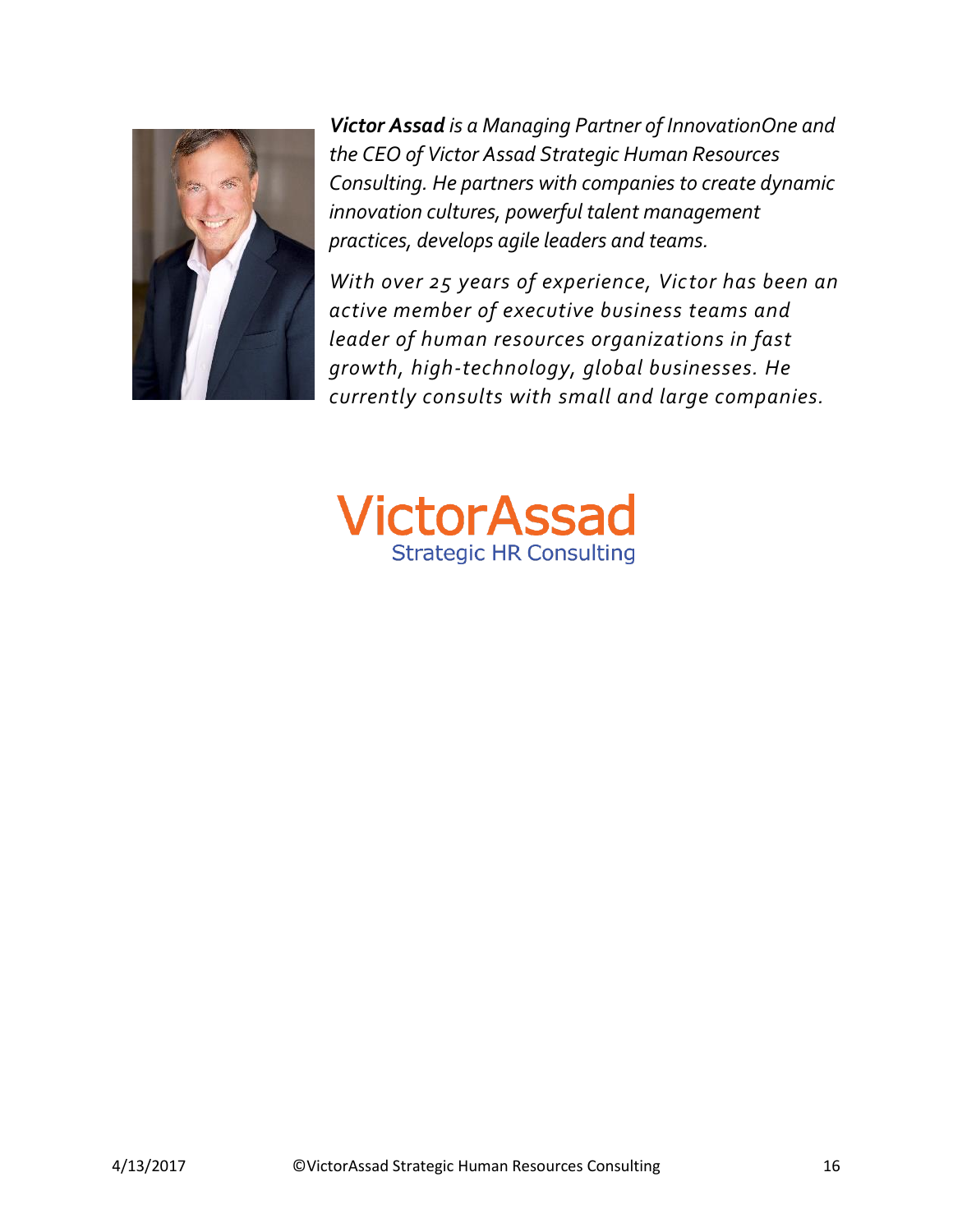***Victor Assad** is a Managing Partner of InnovationOne and the CEO of Victor Assad Strategic Human Resources Consulting. He partners with companies to create dynamic innovation cultures, powerful talent management practices, develops agile leaders and teams.*

*With over 25 years of experience, Victor has been an active member of executive business teams and leader of human resources organizations in fast growth, high-technology, global businesses. He currently consults with small and large companies.*

VictorAssad
Strategic HR Consulting